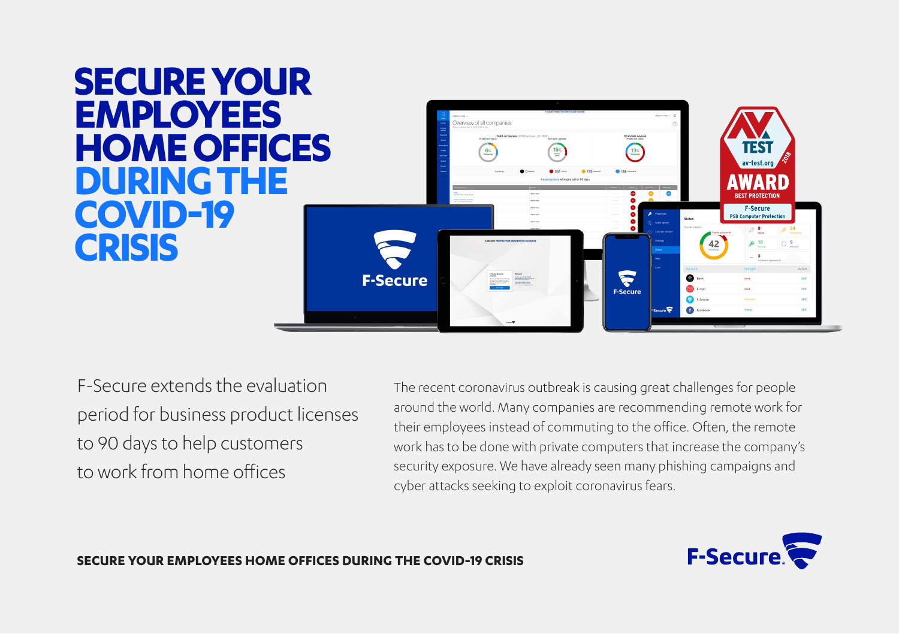# SECURE YOUR EMPLOYEES HOME OFFICES DURING THE COVID-19 CRISIS

F-Secure extends the evaluation period for business product licenses to 90 days to help customers to work from home offices

The recent coronavirus outbreak is causing great challenges for people around the world. Many companies are recommending remote work for their employees instead of commuting to the office. Often, the remote work has to be done with private computers that increase the company's security exposure. We have already seen many phishing campaigns and cyber attacks seeking to exploit coronavirus fears.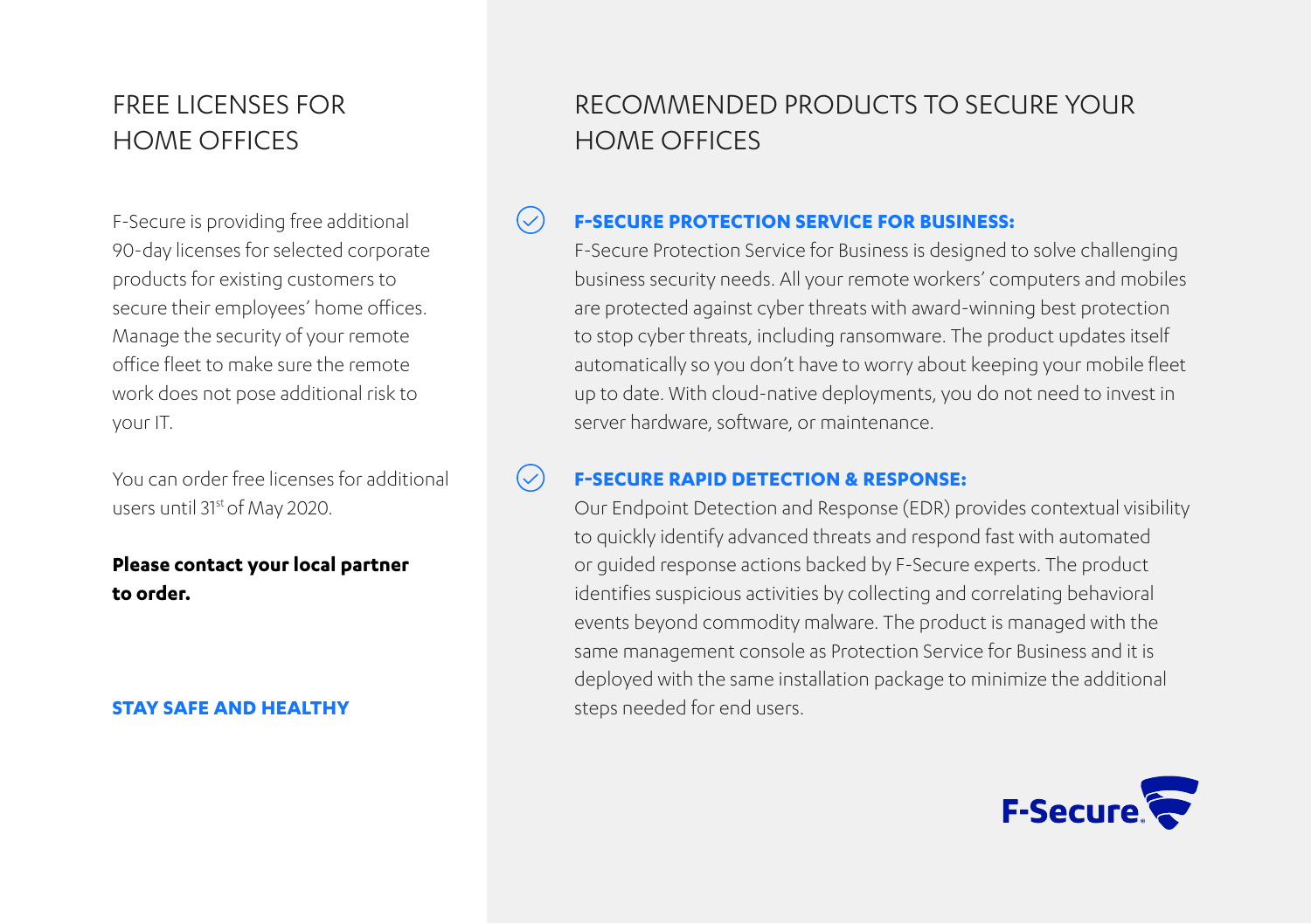## FREE LICENSES FOR HOME OFFICES

F-Secure is providing free additional 90-day licenses for selected corporate products for existing customers to secure their employees' home offices. Manage the security of your remote office fleet to make sure the remote work does not pose additional risk to your IT.

You can order free licenses for additional users until 31st of May 2020.

**Please contact your local partner to order.**

**STAY SAFE AND HEALTHY**

## RECOMMENDED PRODUCTS TO SECURE YOUR HOME OFFICES

**F-SECURE PROTECTION SERVICE FOR BUSINESS:**
F-Secure Protection Service for Business is designed to solve challenging business security needs. All your remote workers' computers and mobiles are protected against cyber threats with award-winning best protection to stop cyber threats, including ransomware. The product updates itself automatically so you don't have to worry about keeping your mobile fleet up to date. With cloud-native deployments, you do not need to invest in server hardware, software, or maintenance.

**F-SECURE RAPID DETECTION & RESPONSE:**
Our Endpoint Detection and Response (EDR) provides contextual visibility to quickly identify advanced threats and respond fast with automated or guided response actions backed by F-Secure experts. The product identifies suspicious activities by collecting and correlating behavioral events beyond commodity malware. The product is managed with the same management console as Protection Service for Business and it is deployed with the same installation package to minimize the additional steps needed for end users.

F-Secure.